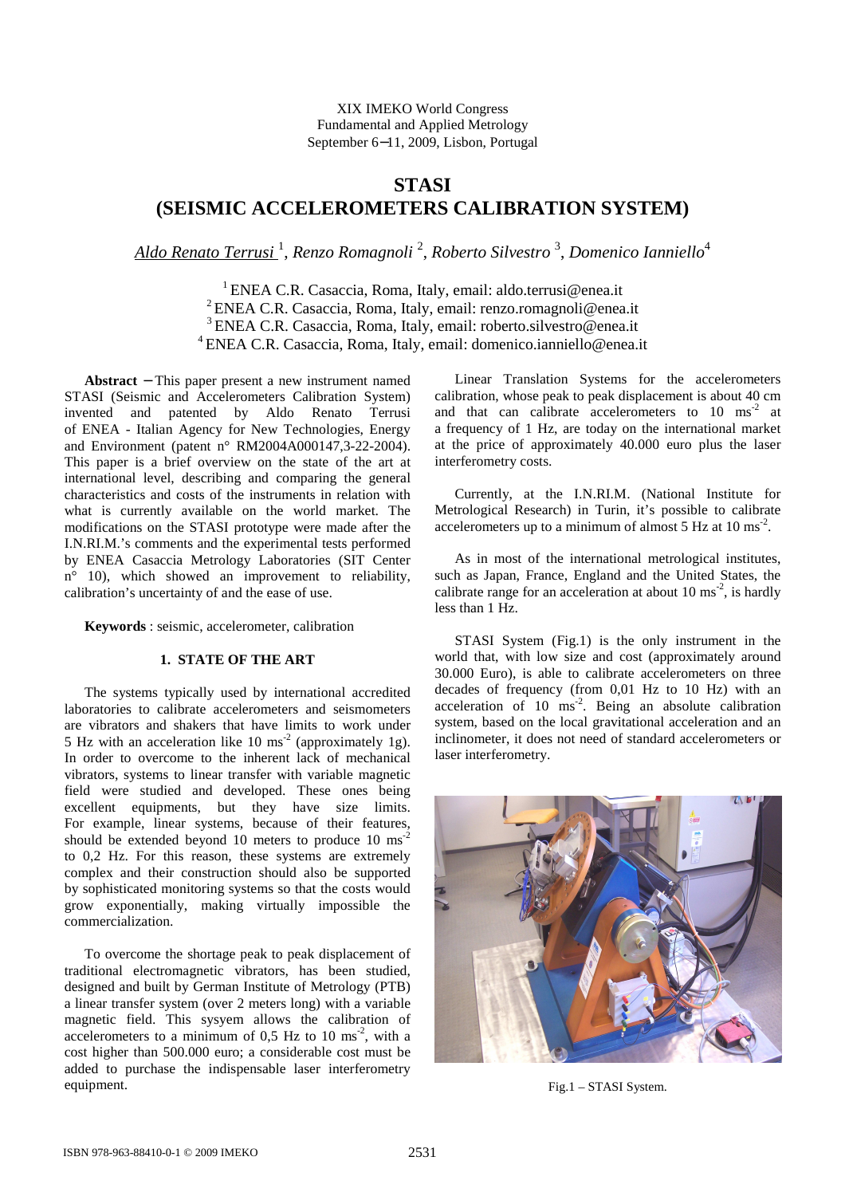XIX IMEKO World Congress
Fundamental and Applied Metrology
September 6−11, 2009, Lisbon, Portugal

# STASI
# (SEISMIC ACCELEROMETERS CALIBRATION SYSTEM)

*Aldo Renato Terrusi* [1], *Renzo Romagnoli* [2], *Roberto Silvestro* [3], *Domenico Ianniello*[4]

[1] ENEA C.R. Casaccia, Roma, Italy, email: aldo.terrusi@enea.it
[2] ENEA C.R. Casaccia, Roma, Italy, email: renzo.romagnoli@enea.it
[3] ENEA C.R. Casaccia, Roma, Italy, email: roberto.silvestro@enea.it
[4] ENEA C.R. Casaccia, Roma, Italy, email: domenico.ianniello@enea.it

**Abstract** − This paper present a new instrument named STASI (Seismic and Accelerometers Calibration System) invented and patented by Aldo Renato Terrusi of ENEA - Italian Agency for New Technologies, Energy and Environment (patent n° RM2004A000147,3-22-2004). This paper is a brief overview on the state of the art at international level, describing and comparing the general characteristics and costs of the instruments in relation with what is currently available on the world market. The modifications on the STASI prototype were made after the I.N.RI.M.'s comments and the experimental tests performed by ENEA Casaccia Metrology Laboratories (SIT Center n° 10), which showed an improvement to reliability, calibration's uncertainty of and the ease of use.

**Keywords** : seismic, accelerometer, calibration

## 1. STATE OF THE ART

The systems typically used by international accredited laboratories to calibrate accelerometers and seismometers are vibrators and shakers that have limits to work under 5 Hz with an acceleration like 10 $ms^{-2}$ (approximately 1g). In order to overcome to the inherent lack of mechanical vibrators, systems to linear transfer with variable magnetic field were studied and developed. These ones being excellent equipments, but they have size limits. For example, linear systems, because of their features, should be extended beyond 10 meters to produce 10 $ms^{-2}$ to 0,2 Hz. For this reason, these systems are extremely complex and their construction should also be supported by sophisticated monitoring systems so that the costs would grow exponentially, making virtually impossible the commercialization.

To overcome the shortage peak to peak displacement of traditional electromagnetic vibrators, has been studied, designed and built by German Institute of Metrology (PTB) a linear transfer system (over 2 meters long) with a variable magnetic field. This sysyem allows the calibration of accelerometers to a minimum of 0,5 Hz to 10 $ms^{-2}$, with a cost higher than 500.000 euro; a considerable cost must be added to purchase the indispensable laser interferometry equipment.

Linear Translation Systems for the accelerometers calibration, whose peak to peak displacement is about 40 cm and that can calibrate accelerometers to 10 $ms^{-2}$ at a frequency of 1 Hz, are today on the international market at the price of approximately 40.000 euro plus the laser interferometry costs.

Currently, at the I.N.RI.M. (National Institute for Metrological Research) in Turin, it's possible to calibrate accelerometers up to a minimum of almost 5 Hz at 10 $ms^{-2}$.

As in most of the international metrological institutes, such as Japan, France, England and the United States, the calibrate range for an acceleration at about 10 $ms^{-2}$, is hardly less than 1 Hz.

STASI System (Fig.1) is the only instrument in the world that, with low size and cost (approximately around 30.000 Euro), is able to calibrate accelerometers on three decades of frequency (from 0,01 Hz to 10 Hz) with an acceleration of 10 $ms^{-2}$. Being an absolute calibration system, based on the local gravitational acceleration and an inclinometer, it does not need of standard accelerometers or laser interferometry.

Fig.1 – STASI System.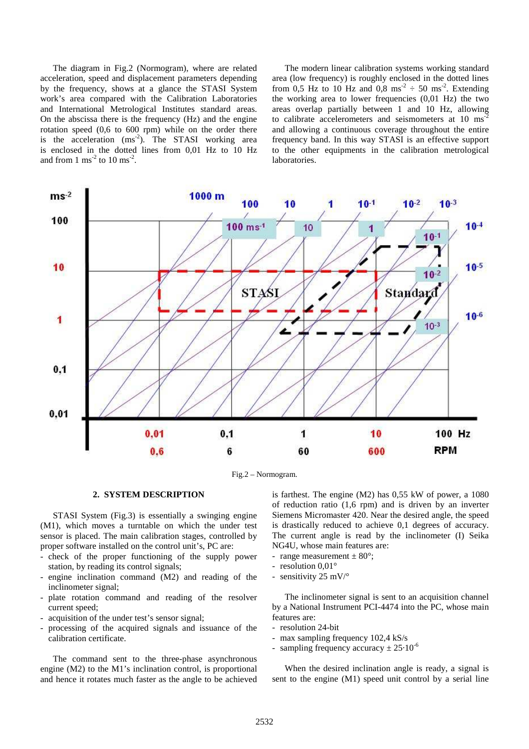The diagram in Fig.2 (Normogram), where are related acceleration, speed and displacement parameters depending by the frequency, shows at a glance the STASI System work's area compared with the Calibration Laboratories and International Metrological Institutes standard areas. On the abscissa there is the frequency (Hz) and the engine rotation speed (0,6 to 600 rpm) while on the order there is the acceleration ($ms^{-2}$). The STASI working area is enclosed in the dotted lines from 0,01 Hz to 10 Hz and from 1 $ms^{-2}$ to 10 $ms^{-2}$.

The modern linear calibration systems working standard area (low frequency) is roughly enclosed in the dotted lines from 0,5 Hz to 10 Hz and 0,8 $ms^{-2}$ ÷ 50 $ms^{-2}$. Extending the working area to lower frequencies (0,01 Hz) the two areas overlap partially between 1 and 10 Hz, allowing to calibrate accelerometers and seismometers at 10 $ms^{-2}$ and allowing a continuous coverage throughout the entire frequency band. In this way STASI is an effective support to the other equipments in the calibration metrological laboratories.

Fig.2 – Normogram.

## 2. SYSTEM DESCRIPTION

STASI System (Fig.3) is essentially a swinging engine (M1), which moves a turntable on which the under test sensor is placed. The main calibration stages, controlled by proper software installed on the control unit's, PC are:

- check of the proper functioning of the supply power station, by reading its control signals;
- engine inclination command (M2) and reading of the inclinometer signal;
- plate rotation command and reading of the resolver current speed;
- acquisition of the under test's sensor signal;
- processing of the acquired signals and issuance of the calibration certificate.

The command sent to the three-phase asynchronous engine (M2) to the M1's inclination control, is proportional and hence it rotates much faster as the angle to be achieved is farthest. The engine (M2) has 0,55 kW of power, a 1080 of reduction ratio (1,6 rpm) and is driven by an inverter Siemens Micromaster 420. Near the desired angle, the speed is drastically reduced to achieve 0,1 degrees of accuracy. The current angle is read by the inclinometer (I) Seika NG4U, whose main features are:

- range measurement ± 80°;
- resolution 0,01°
- sensitivity 25 mV/°

The inclinometer signal is sent to an acquisition channel by a National Instrument PCI-4474 into the PC, whose main features are:

- resolution 24-bit
- max sampling frequency 102,4 kS/s
- sampling frequency accuracy $\pm 25 \cdot 10^{-6}$

When the desired inclination angle is ready, a signal is sent to the engine (M1) speed unit control by a serial line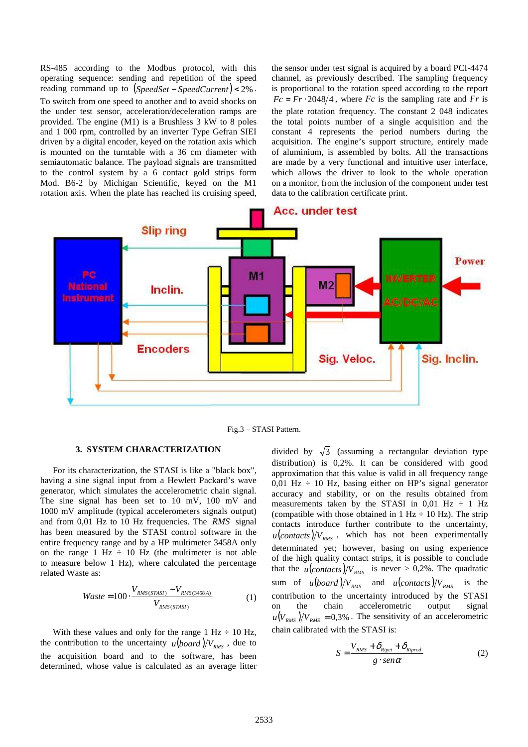RS-485 according to the Modbus protocol, with this operating sequence: sending and repetition of the speed reading command up to $(SpeedSet - SpeedCurrent) < 2\%$. To switch from one speed to another and to avoid shocks on the under test sensor, acceleration/deceleration ramps are provided. The engine (M1) is a Brushless 3 kW to 8 poles and 1 000 rpm, controlled by an inverter Type Gefran SIEI driven by a digital encoder, keyed on the rotation axis which is mounted on the turntable with a 36 cm diameter with semiautomatic balance. The payload signals are transmitted to the control system by a 6 contact gold strips form Mod. B6-2 by Michigan Scientific, keyed on the M1 rotation axis. When the plate has reached its cruising speed, the sensor under test signal is acquired by a board PCI-4474 channel, as previously described. The sampling frequency is proportional to the rotation speed according to the report $Fc = Fr \cdot 2048/4$, where $Fc$ is the sampling rate and $Fr$ is the plate rotation frequency. The constant 2 048 indicates the total points number of a single acquisition and the constant 4 represents the period numbers during the acquisition. The engine's support structure, entirely made of aluminium, is assembled by bolts. All the transactions are made by a very functional and intuitive user interface, which allows the driver to look to the whole operation on a monitor, from the inclusion of the component under test data to the calibration certificate print.

Fig.3 – STASI Pattern.

## 3. SYSTEM CHARACTERIZATION

For its characterization, the STASI is like a "black box", having a sine signal input from a Hewlett Packard's wave generator, which simulates the accelerometric chain signal. The sine signal has been set to 10 mV, 100 mV and 1000 mV amplitude (typical accelerometers signals output) and from 0,01 Hz to 10 Hz frequencies. The *RMS* signal has been measured by the STASI control software in the entire frequency range and by a HP multimeter 3458A only on the range 1 Hz ÷ 10 Hz (the multimeter is not able to measure below 1 Hz), where calculated the percentage related Waste as:

$$Waste = 100 \cdot \frac{V_{RMS(STASI)} - V_{RMS(3458A)}}{V_{RMS(STASI)}} \tag{1}$$

With these values and only for the range 1 Hz ÷ 10 Hz, the contribution to the uncertainty $u(board)/V_{RMS}$, due to the acquisition board and to the software, has been determined, whose value is calculated as an average litter divided by $\sqrt{3}$ (assuming a rectangular deviation type distribution) is 0,2%. It can be considered with good approximation that this value is valid in all frequency range 0,01 Hz ÷ 10 Hz, basing either on HP's signal generator accuracy and stability, or on the results obtained from measurements taken by the STASI in 0,01 Hz ÷ 1 Hz (compatible with those obtained in 1 Hz ÷ 10 Hz). The strip contacts introduce further contribute to the uncertainty, $u(contacts)/V_{RMS}$, which has not been experimentally determinated yet; however, basing on using experience of the high quality contact strips, it is possible to conclude that the $u(contacts)/V_{RMS}$ is never > 0,2%. The quadratic sum of $u(board)/V_{RMS}$ and $u(contacts)/V_{RMS}$ is the contribution to the uncertainty introduced by the STASI on the chain accelerometric output signal $u(V_{RMS})/V_{RMS} = 0{,}3\%$. The sensitivity of an accelerometric chain calibrated with the STASI is:

$$S = \frac{V_{RMS} + \delta_{Ripet} + \delta_{Riprod}}{g \cdot sen\alpha} \tag{2}$$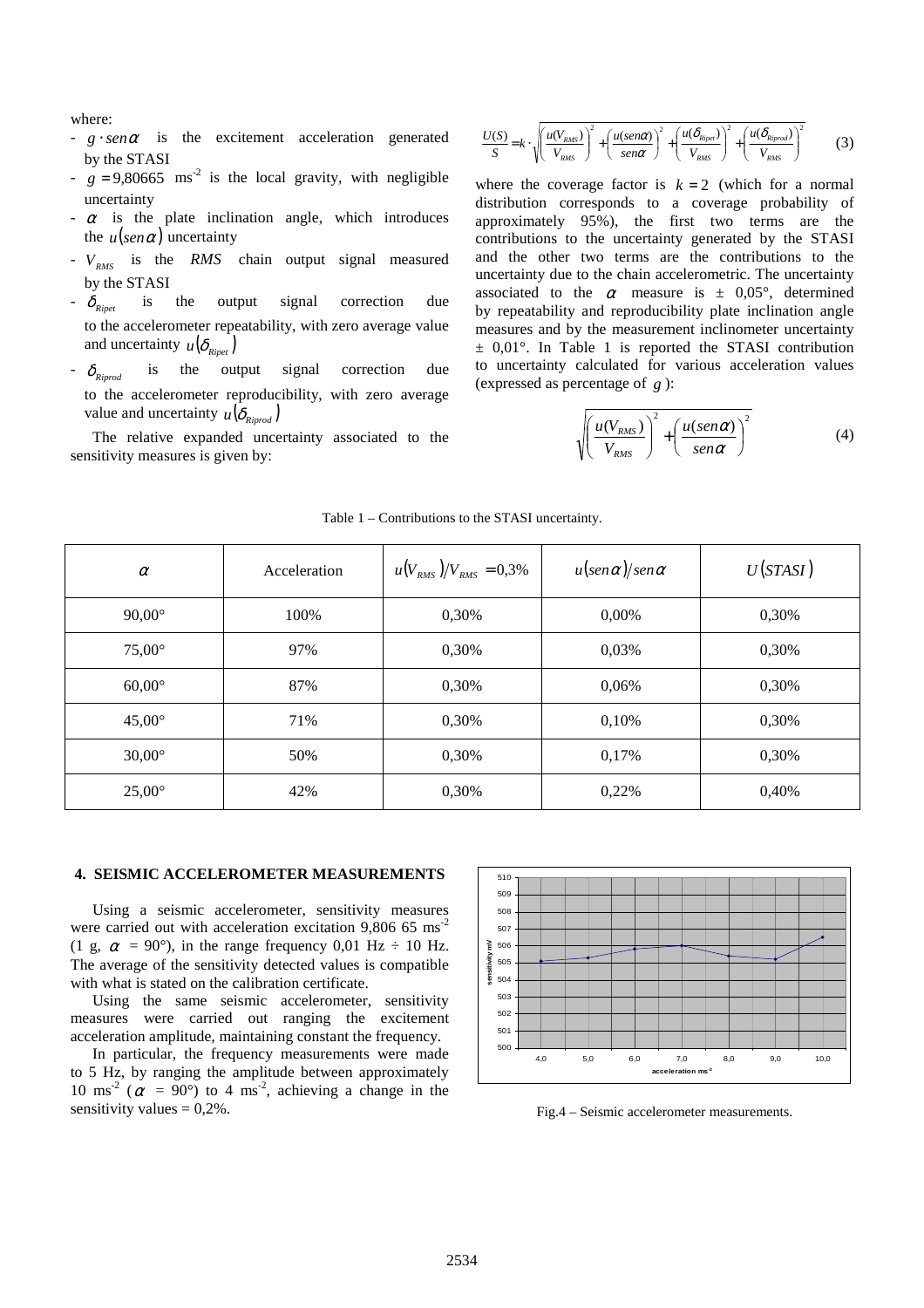where:

- $g \cdot sen\alpha$ is the excitement acceleration generated by the STASI
- $g = 9{,}80665$ ms$^{-2}$ is the local gravity, with negligible uncertainty
- $\alpha$ is the plate inclination angle, which introduces the $u(sen\alpha)$ uncertainty
- $V_{RMS}$ is the *RMS* chain output signal measured by the STASI
- $\delta_{Ripet}$ is the output signal correction due to the accelerometer repeatability, with zero average value and uncertainty $u(\delta_{Ripet})$
- $\delta_{Riprod}$ is the output signal correction due to the accelerometer reproducibility, with zero average value and uncertainty $u(\delta_{Riprod})$

The relative expanded uncertainty associated to the sensitivity measures is given by:

$$\frac{U(S)}{S} = k \cdot \sqrt{\left(\frac{u(V_{RMS})}{V_{RMS}}\right)^2 + \left(\frac{u(sen\alpha)}{sen\alpha}\right)^2 + \left(\frac{u(\delta_{Ripet})}{V_{RMS}}\right)^2 + \left(\frac{u(\delta_{Riprod})}{V_{RMS}}\right)^2} \qquad (3)$$

where the coverage factor is $k = 2$ (which for a normal distribution corresponds to a coverage probability of approximately 95%), the first two terms are the contributions to the uncertainty generated by the STASI and the other two terms are the contributions to the uncertainty due to the chain accelerometric. The uncertainty associated to the $\alpha$ measure is ± 0,05°, determined by repeatability and reproducibility plate inclination angle measures and by the measurement inclinometer uncertainty ± 0,01°. In Table 1 is reported the STASI contribution to uncertainty calculated for various acceleration values (expressed as percentage of $g$):

$$\sqrt{\left(\frac{u(V_{RMS})}{V_{RMS}}\right)^2 + \left(\frac{u(sen\alpha)}{sen\alpha}\right)^2} \qquad (4)$$

Table 1 – Contributions to the STASI uncertainty.

| $\alpha$ | Acceleration | $u(V_{RMS})/V_{RMS} = 0{,}3\%$ | $u(sen\alpha)/sen\alpha$ | $U(STASI)$ |
|---|---|---|---|---|
| 90,00° | 100% | 0,30% | 0,00% | 0,30% |
| 75,00° | 97% | 0,30% | 0,03% | 0,30% |
| 60,00° | 87% | 0,30% | 0,06% | 0,30% |
| 45,00° | 71% | 0,30% | 0,10% | 0,30% |
| 30,00° | 50% | 0,30% | 0,17% | 0,30% |
| 25,00° | 42% | 0,30% | 0,22% | 0,40% |

## 4. SEISMIC ACCELEROMETER MEASUREMENTS

Using a seismic accelerometer, sensitivity measures were carried out with acceleration excitation 9,806 65 ms$^{-2}$ (1 g, $\alpha$ = 90°), in the range frequency 0,01 Hz ÷ 10 Hz. The average of the sensitivity detected values is compatible with what is stated on the calibration certificate.

Using the same seismic accelerometer, sensitivity measures were carried out ranging the excitement acceleration amplitude, maintaining constant the frequency.

In particular, the frequency measurements were made to 5 Hz, by ranging the amplitude between approximately 10 ms$^{-2}$ ($\alpha$ = 90°) to 4 ms$^{-2}$, achieving a change in the sensitivity values = 0,2%.

Fig.4 – Seismic accelerometer measurements.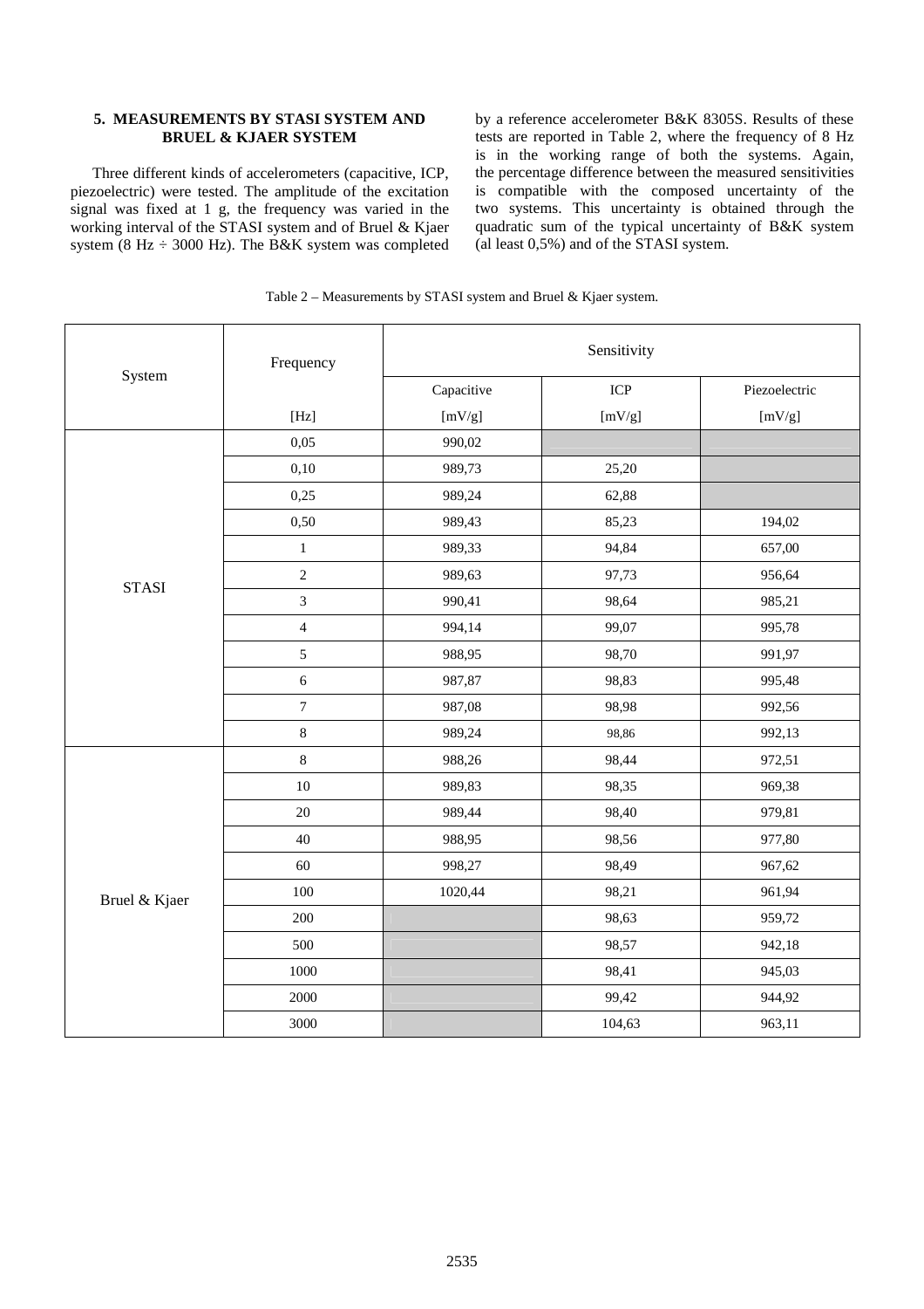## 5. MEASUREMENTS BY STASI SYSTEM AND BRUEL & KJAER SYSTEM

Three different kinds of accelerometers (capacitive, ICP, piezoelectric) were tested. The amplitude of the excitation signal was fixed at 1 g, the frequency was varied in the working interval of the STASI system and of Bruel & Kjaer system (8 Hz ÷ 3000 Hz). The B&K system was completed by a reference accelerometer B&K 8305S. Results of these tests are reported in Table 2, where the frequency of 8 Hz is in the working range of both the systems. Again, the percentage difference between the measured sensitivities is compatible with the composed uncertainty of the two systems. This uncertainty is obtained through the quadratic sum of the typical uncertainty of B&K system (al least 0,5%) and of the STASI system.

Table 2 – Measurements by STASI system and Bruel & Kjaer system.

| System | Frequency | Sensitivity | | |
|---|---|---|---|---|
| | | Capacitive | ICP | Piezoelectric |
| | [Hz] | [mV/g] | [mV/g] | [mV/g] |
| STASI | 0,05 | 990,02 | | |
| | 0,10 | 989,73 | 25,20 | |
| | 0,25 | 989,24 | 62,88 | |
| | 0,50 | 989,43 | 85,23 | 194,02 |
| | 1 | 989,33 | 94,84 | 657,00 |
| | 2 | 989,63 | 97,73 | 956,64 |
| | 3 | 990,41 | 98,64 | 985,21 |
| | 4 | 994,14 | 99,07 | 995,78 |
| | 5 | 988,95 | 98,70 | 991,97 |
| | 6 | 987,87 | 98,83 | 995,48 |
| | 7 | 987,08 | 98,98 | 992,56 |
| | 8 | 989,24 | 98,86 | 992,13 |
| Bruel & Kjaer | 8 | 988,26 | 98,44 | 972,51 |
| | 10 | 989,83 | 98,35 | 969,38 |
| | 20 | 989,44 | 98,40 | 979,81 |
| | 40 | 988,95 | 98,56 | 977,80 |
| | 60 | 998,27 | 98,49 | 967,62 |
| | 100 | 1020,44 | 98,21 | 961,94 |
| | 200 | | 98,63 | 959,72 |
| | 500 | | 98,57 | 942,18 |
| | 1000 | | 98,41 | 945,03 |
| | 2000 | | 99,42 | 944,92 |
| | 3000 | | 104,63 | 963,11 |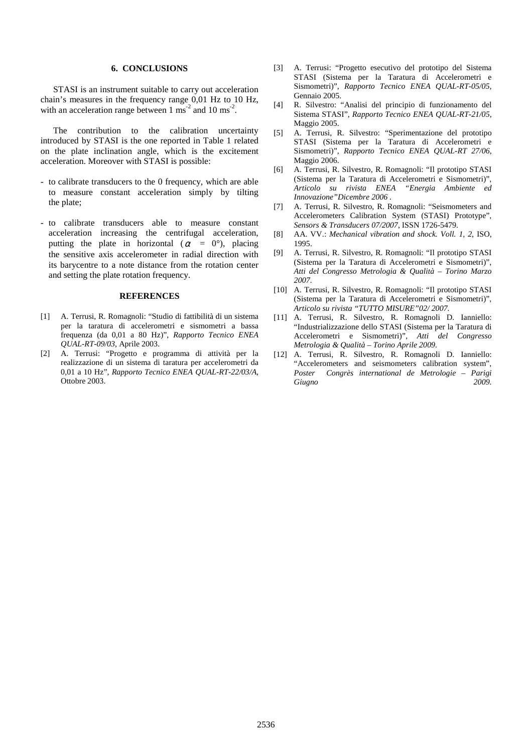## 6. CONCLUSIONS

STASI is an instrument suitable to carry out acceleration chain's measures in the frequency range 0,01 Hz to 10 Hz, with an acceleration range between 1 $ms^{-2}$ and 10 $ms^{-2}$.

The contribution to the calibration uncertainty introduced by STASI is the one reported in Table 1 related on the plate inclination angle, which is the excitement acceleration. Moreover with STASI is possible:

- to calibrate transducers to the 0 frequency, which are able to measure constant acceleration simply by tilting the plate;
- to calibrate transducers able to measure constant acceleration increasing the centrifugal acceleration, putting the plate in horizontal ($\alpha$ = 0°), placing the sensitive axis accelerometer in radial direction with its barycentre to a note distance from the rotation center and setting the plate rotation frequency.

## REFERENCES

[1] A. Terrusi, R. Romagnoli: "Studio di fattibilità di un sistema per la taratura di accelerometri e sismometri a bassa frequenza (da 0,01 a 80 Hz)", *Rapporto Tecnico ENEA QUAL-RT-09/03*, Aprile 2003.

[2] A. Terrusi: "Progetto e programma di attività per la realizzazione di un sistema di taratura per accelerometri da 0,01 a 10 Hz", *Rapporto Tecnico ENEA QUAL-RT-22/03/A*, Ottobre 2003.

[3] A. Terrusi: "Progetto esecutivo del prototipo del Sistema STASI (Sistema per la Taratura di Accelerometri e Sismometri)", *Rapporto Tecnico ENEA QUAL-RT-05/05*, Gennaio 2005.

[4] R. Silvestro: "Analisi del principio di funzionamento del Sistema STASI", *Rapporto Tecnico ENEA QUAL-RT-21/05*, Maggio 2005.

[5] A. Terrusi, R. Silvestro: "Sperimentazione del prototipo STASI (Sistema per la Taratura di Accelerometri e Sismometri)", *Rapporto Tecnico ENEA QUAL-RT 27/06*, Maggio 2006.

[6] A. Terrusi, R. Silvestro, R. Romagnoli: "Il prototipo STASI (Sistema per la Taratura di Accelerometri e Sismometri)", *Articolo su rivista ENEA "Energia Ambiente ed Innovazione"Dicembre 2006* .

[7] A. Terrusi, R. Silvestro, R. Romagnoli: "Seismometers and Accelerometers Calibration System (STASI) Prototype", *Sensors & Transducers 07/2007*, ISSN 1726-5479.

[8] AA. VV.: *Mechanical vibration and shock. Voll. 1, 2*, ISO, 1995.

[9] A. Terrusi, R. Silvestro, R. Romagnoli: "Il prototipo STASI (Sistema per la Taratura di Accelerometri e Sismometri)", *Atti del Congresso Metrologia & Qualità – Torino Marzo 2007*.

[10] A. Terrusi, R. Silvestro, R. Romagnoli: "Il prototipo STASI (Sistema per la Taratura di Accelerometri e Sismometri)", *Articolo su rivista "TUTTO MISURE"02/ 2007*.

[11] A. Terrusi, R. Silvestro, R. Romagnoli D. Ianniello: "Industrializzazione dello STASI (Sistema per la Taratura di Accelerometri e Sismometri)", *Atti del Congresso Metrologia & Qualità – Torino Aprile 2009*.

[12] A. Terrusi, R. Silvestro, R. Romagnoli D. Ianniello: "Accelerometers and seismometers calibration system", *Poster Congrès international de Metrologie – Parigi Giugno 2009.*